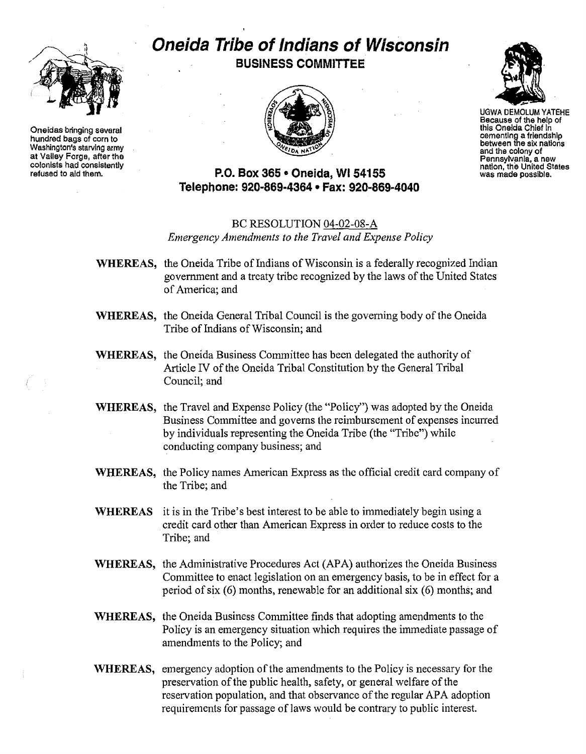# Oneida Tribe of Indians of Wisconsin

## BUSINESS COMMITTEE

Oneidas bringing several hundred bags of corn to Washington's starving army at Valley Forge, after the colonists had consistently refused to aid them.

UGWA DEMOLUM YATEHE
Because of the help of this Oneida Chief in cementing a friendship between the six nations and the colony of Pennsylvania, a new nation, the United States was made possible.

**P.O. Box 365 • Oneida, WI 54155**
**Telephone: 920-869-4364 • Fax: 920-869-4040**

BC RESOLUTION 04-02-08-A
*Emergency Amendments to the Travel and Expense Policy*

**WHEREAS,** the Oneida Tribe of Indians of Wisconsin is a federally recognized Indian government and a treaty tribe recognized by the laws of the United States of America; and

**WHEREAS,** the Oneida General Tribal Council is the governing body of the Oneida Tribe of Indians of Wisconsin; and

**WHEREAS,** the Oneida Business Committee has been delegated the authority of Article IV of the Oneida Tribal Constitution by the General Tribal Council; and

**WHEREAS,** the Travel and Expense Policy (the "Policy") was adopted by the Oneida Business Committee and governs the reimbursement of expenses incurred by individuals representing the Oneida Tribe (the "Tribe") while conducting company business; and

**WHEREAS,** the Policy names American Express as the official credit card company of the Tribe; and

**WHEREAS** it is in the Tribe's best interest to be able to immediately begin using a credit card other than American Express in order to reduce costs to the Tribe; and

**WHEREAS,** the Administrative Procedures Act (APA) authorizes the Oneida Business Committee to enact legislation on an emergency basis, to be in effect for a period of six (6) months, renewable for an additional six (6) months; and

**WHEREAS,** the Oneida Business Committee finds that adopting amendments to the Policy is an emergency situation which requires the immediate passage of amendments to the Policy; and

**WHEREAS,** emergency adoption of the amendments to the Policy is necessary for the preservation of the public health, safety, or general welfare of the reservation population, and that observance of the regular APA adoption requirements for passage of laws would be contrary to public interest.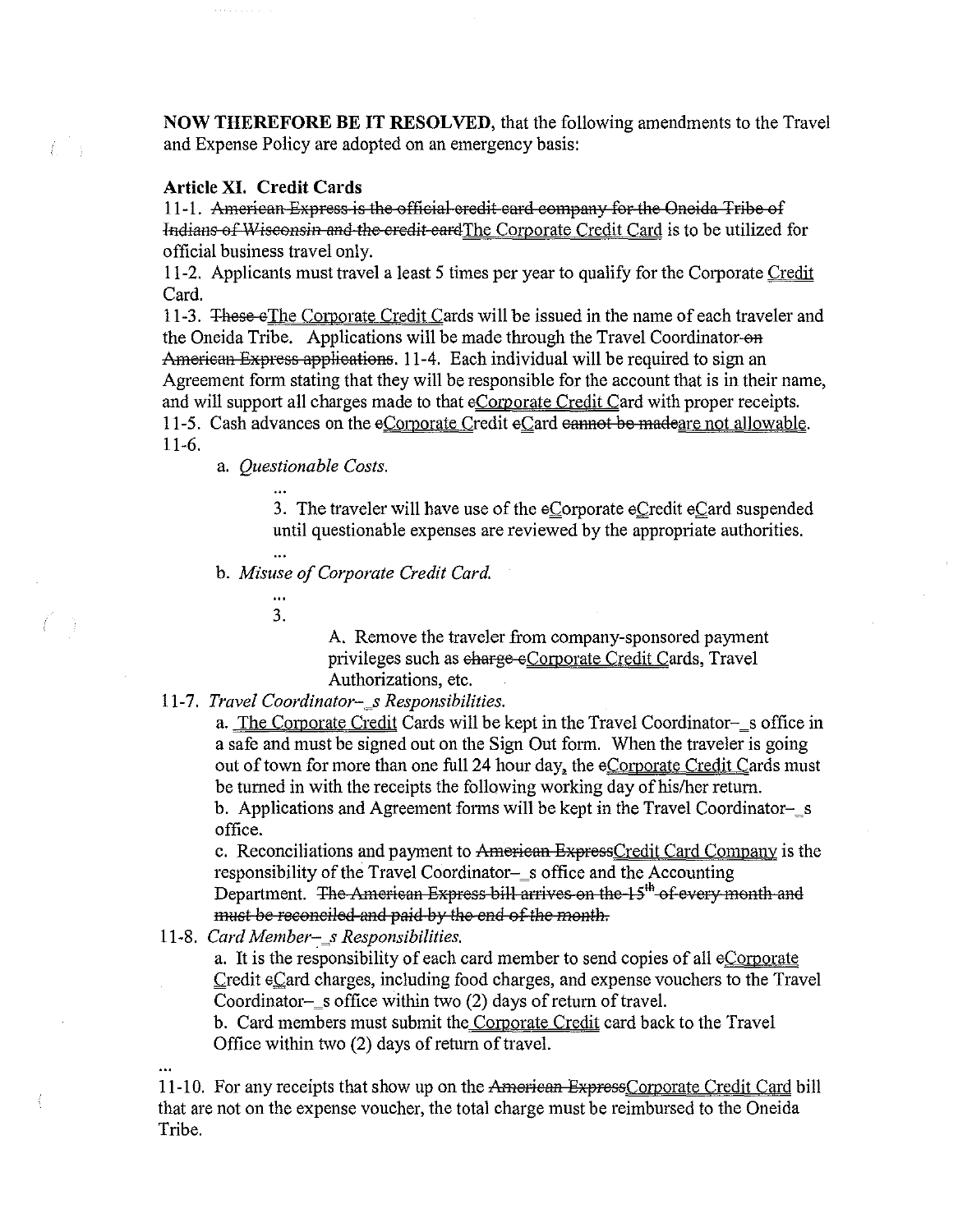**NOW THEREFORE BE IT RESOLVED**, that the following amendments to the Travel and Expense Policy are adopted on an emergency basis:

**Article XI. Credit Cards**

11-1. ~~American Express is the official credit card company for the Oneida Tribe of Indians of Wisconsin and the credit card~~The Corporate Credit Card is to be utilized for official business travel only.

11-2. Applicants must travel a least 5 times per year to qualify for the Corporate Credit Card.

11-3. ~~These c~~The Corporate Credit Cards will be issued in the name of each traveler and the Oneida Tribe. Applications will be made through the Travel Coordinator~~-on American Express applications~~. 11-4. Each individual will be required to sign an Agreement form stating that they will be responsible for the account that is in their name, and will support all charges made to that ~~c~~Corporate Credit Card with proper receipts.

11-5. Cash advances on the ~~c~~Corporate Credit ~~c~~Card ~~cannot be made~~are not allowable.

11-6.

a. *Questionable Costs.*

...

3. The traveler will have use of the ~~c~~Corporate ~~c~~Credit ~~c~~Card suspended until questionable expenses are reviewed by the appropriate authorities.

...

b. *Misuse of Corporate Credit Card.*

...

3.

A. Remove the traveler from company-sponsored payment privileges such as ~~charge c~~Corporate Credit Cards, Travel Authorizations, etc.

11-7. *Travel Coordinator–_s Responsibilities.*

a. The Corporate Credit Cards will be kept in the Travel Coordinator–_s office in a safe and must be signed out on the Sign Out form. When the traveler is going out of town for more than one full 24 hour day, the ~~c~~Corporate Credit Cards must be turned in with the receipts the following working day of his/her return.

b. Applications and Agreement forms will be kept in the Travel Coordinator–_s office.

c. Reconciliations and payment to ~~American Express~~Credit Card Company is the responsibility of the Travel Coordinator–_s office and the Accounting Department. ~~The American Express bill arrives on the 15th of every month and must be reconciled and paid by the end of the month.~~

11-8. *Card Member–_s Responsibilities.*

a. It is the responsibility of each card member to send copies of all ~~c~~Corporate Credit ~~c~~Card charges, including food charges, and expense vouchers to the Travel Coordinator–_s office within two (2) days of return of travel.

b. Card members must submit the Corporate Credit card back to the Travel Office within two (2) days of return of travel.

...

11-10. For any receipts that show up on the ~~American Express~~Corporate Credit Card bill that are not on the expense voucher, the total charge must be reimbursed to the Oneida Tribe.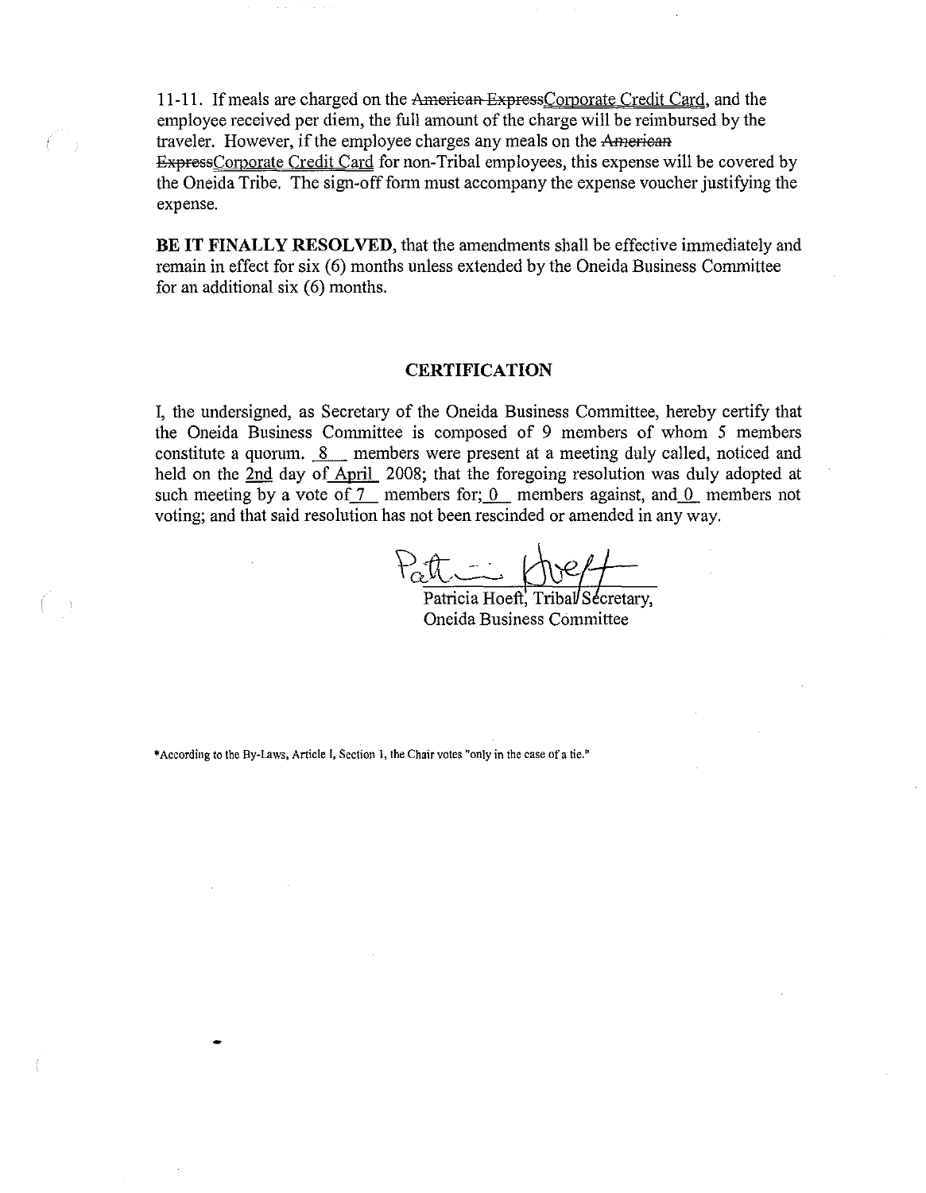11-11. If meals are charged on the ~~American Express~~Corporate Credit Card, and the employee received per diem, the full amount of the charge will be reimbursed by the traveler. However, if the employee charges any meals on the ~~American Express~~Corporate Credit Card for non-Tribal employees, this expense will be covered by the Oneida Tribe. The sign-off form must accompany the expense voucher justifying the expense.

**BE IT FINALLY RESOLVED**, that the amendments shall be effective immediately and remain in effect for six (6) months unless extended by the Oneida Business Committee for an additional six (6) months.

## CERTIFICATION

I, the undersigned, as Secretary of the Oneida Business Committee, hereby certify that the Oneida Business Committee is composed of 9 members of whom 5 members constitute a quorum. 8 members were present at a meeting duly called, noticed and held on the 2nd day of April 2008; that the foregoing resolution was duly adopted at such meeting by a vote of 7 members for; 0 members against, and 0 members not voting; and that said resolution has not been rescinded or amended in any way.

Patricia Hoeft, Tribal Secretary,
Oneida Business Committee

*According to the By-Laws, Article I, Section 1, the Chair votes "only in the case of a tie."